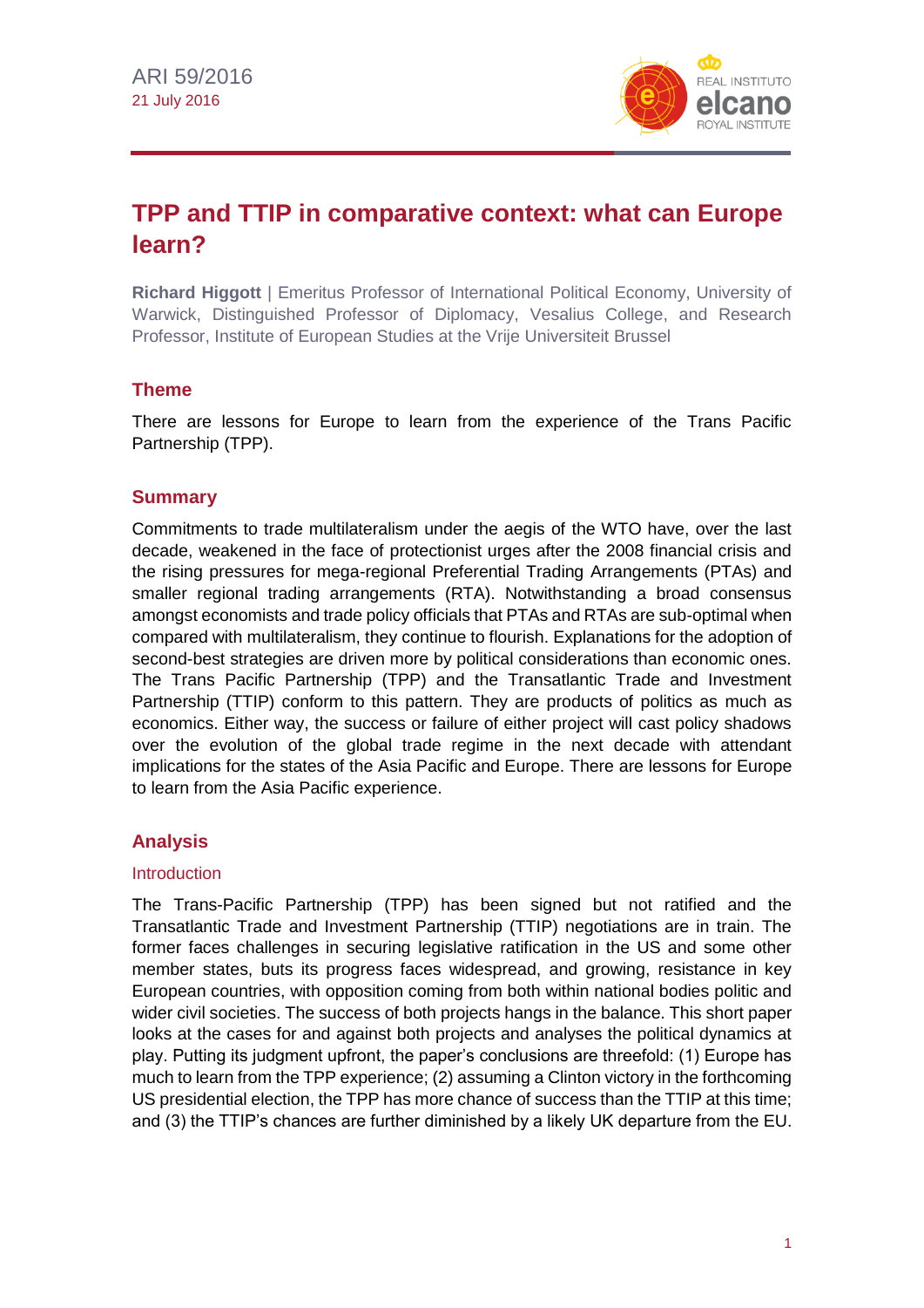ARI 59/2016
21 July 2016

# TPP and TTIP in comparative context: what can Europe learn?

**Richard Higgott** | Emeritus Professor of International Political Economy, University of Warwick, Distinguished Professor of Diplomacy, Vesalius College, and Research Professor, Institute of European Studies at the Vrije Universiteit Brussel

## Theme

There are lessons for Europe to learn from the experience of the Trans Pacific Partnership (TPP).

## Summary

Commitments to trade multilateralism under the aegis of the WTO have, over the last decade, weakened in the face of protectionist urges after the 2008 financial crisis and the rising pressures for mega-regional Preferential Trading Arrangements (PTAs) and smaller regional trading arrangements (RTA). Notwithstanding a broad consensus amongst economists and trade policy officials that PTAs and RTAs are sub-optimal when compared with multilateralism, they continue to flourish. Explanations for the adoption of second-best strategies are driven more by political considerations than economic ones. The Trans Pacific Partnership (TPP) and the Transatlantic Trade and Investment Partnership (TTIP) conform to this pattern. They are products of politics as much as economics. Either way, the success or failure of either project will cast policy shadows over the evolution of the global trade regime in the next decade with attendant implications for the states of the Asia Pacific and Europe. There are lessons for Europe to learn from the Asia Pacific experience.

## Analysis

### Introduction

The Trans-Pacific Partnership (TPP) has been signed but not ratified and the Transatlantic Trade and Investment Partnership (TTIP) negotiations are in train. The former faces challenges in securing legislative ratification in the US and some other member states, buts its progress faces widespread, and growing, resistance in key European countries, with opposition coming from both within national bodies politic and wider civil societies. The success of both projects hangs in the balance. This short paper looks at the cases for and against both projects and analyses the political dynamics at play. Putting its judgment upfront, the paper's conclusions are threefold: (1) Europe has much to learn from the TPP experience; (2) assuming a Clinton victory in the forthcoming US presidential election, the TPP has more chance of success than the TTIP at this time; and (3) the TTIP's chances are further diminished by a likely UK departure from the EU.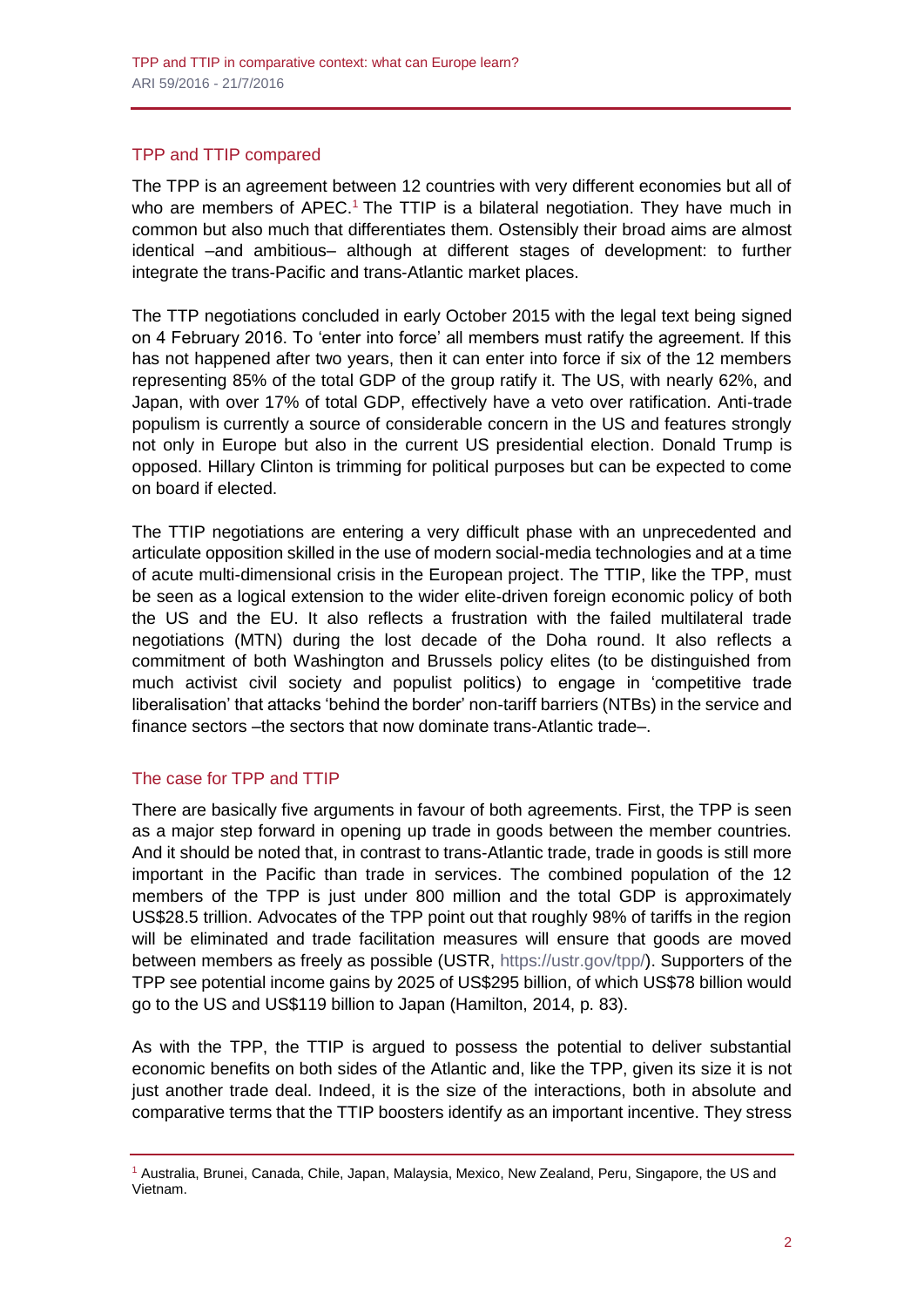## TPP and TTIP compared

The TPP is an agreement between 12 countries with very different economies but all of who are members of APEC.[1] The TTIP is a bilateral negotiation. They have much in common but also much that differentiates them. Ostensibly their broad aims are almost identical –and ambitious– although at different stages of development: to further integrate the trans-Pacific and trans-Atlantic market places.

The TTP negotiations concluded in early October 2015 with the legal text being signed on 4 February 2016. To 'enter into force' all members must ratify the agreement. If this has not happened after two years, then it can enter into force if six of the 12 members representing 85% of the total GDP of the group ratify it. The US, with nearly 62%, and Japan, with over 17% of total GDP, effectively have a veto over ratification. Anti-trade populism is currently a source of considerable concern in the US and features strongly not only in Europe but also in the current US presidential election. Donald Trump is opposed. Hillary Clinton is trimming for political purposes but can be expected to come on board if elected.

The TTIP negotiations are entering a very difficult phase with an unprecedented and articulate opposition skilled in the use of modern social-media technologies and at a time of acute multi-dimensional crisis in the European project. The TTIP, like the TPP, must be seen as a logical extension to the wider elite-driven foreign economic policy of both the US and the EU. It also reflects a frustration with the failed multilateral trade negotiations (MTN) during the lost decade of the Doha round. It also reflects a commitment of both Washington and Brussels policy elites (to be distinguished from much activist civil society and populist politics) to engage in 'competitive trade liberalisation' that attacks 'behind the border' non-tariff barriers (NTBs) in the service and finance sectors –the sectors that now dominate trans-Atlantic trade–.

## The case for TPP and TTIP

There are basically five arguments in favour of both agreements. First, the TPP is seen as a major step forward in opening up trade in goods between the member countries. And it should be noted that, in contrast to trans-Atlantic trade, trade in goods is still more important in the Pacific than trade in services. The combined population of the 12 members of the TPP is just under 800 million and the total GDP is approximately US$28.5 trillion. Advocates of the TPP point out that roughly 98% of tariffs in the region will be eliminated and trade facilitation measures will ensure that goods are moved between members as freely as possible (USTR, https://ustr.gov/tpp/). Supporters of the TPP see potential income gains by 2025 of US$295 billion, of which US$78 billion would go to the US and US$119 billion to Japan (Hamilton, 2014, p. 83).

As with the TPP, the TTIP is argued to possess the potential to deliver substantial economic benefits on both sides of the Atlantic and, like the TPP, given its size it is not just another trade deal. Indeed, it is the size of the interactions, both in absolute and comparative terms that the TTIP boosters identify as an important incentive. They stress

[1] Australia, Brunei, Canada, Chile, Japan, Malaysia, Mexico, New Zealand, Peru, Singapore, the US and Vietnam.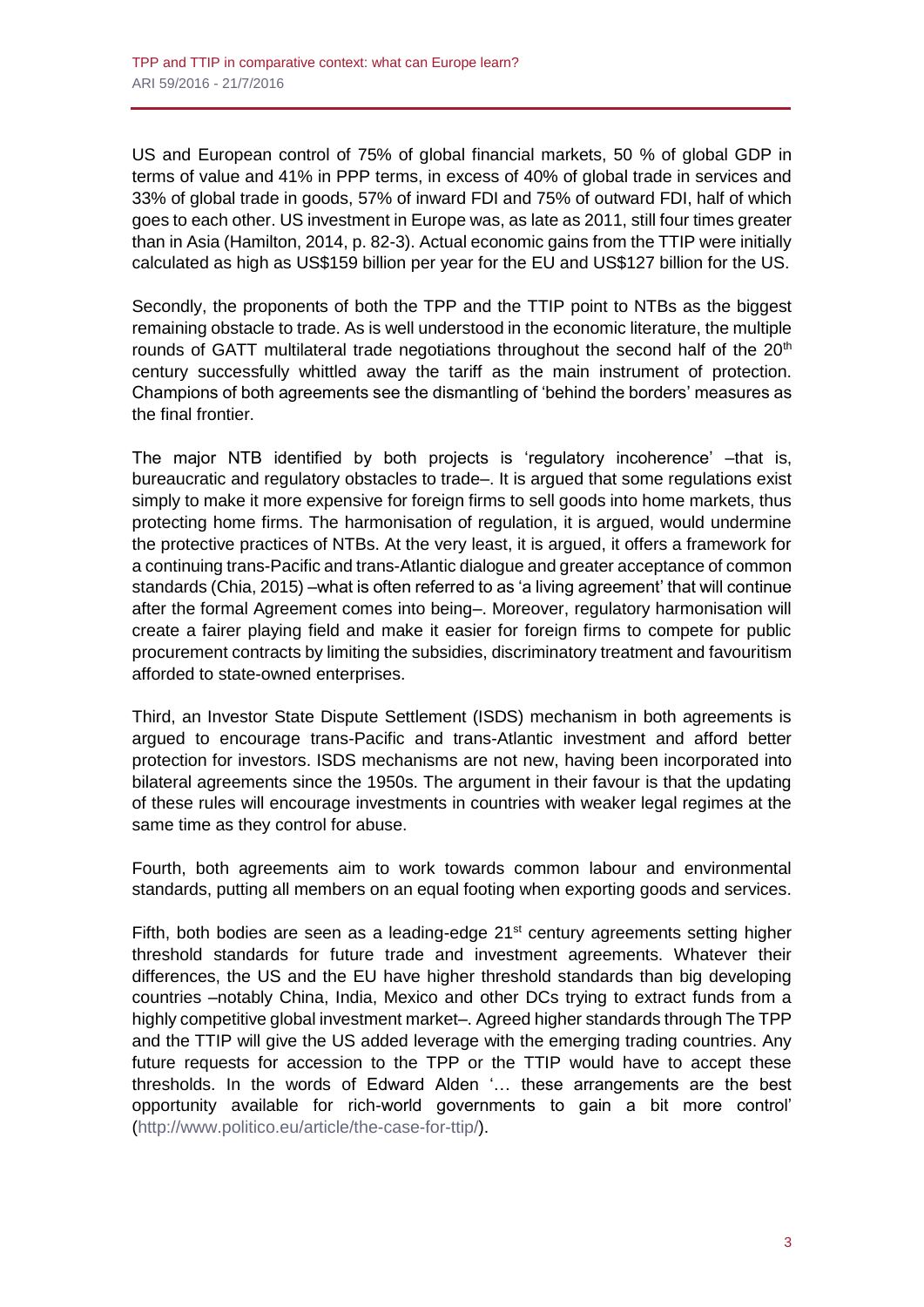US and European control of 75% of global financial markets, 50 % of global GDP in terms of value and 41% in PPP terms, in excess of 40% of global trade in services and 33% of global trade in goods, 57% of inward FDI and 75% of outward FDI, half of which goes to each other. US investment in Europe was, as late as 2011, still four times greater than in Asia (Hamilton, 2014, p. 82-3). Actual economic gains from the TTIP were initially calculated as high as US$159 billion per year for the EU and US$127 billion for the US.

Secondly, the proponents of both the TPP and the TTIP point to NTBs as the biggest remaining obstacle to trade. As is well understood in the economic literature, the multiple rounds of GATT multilateral trade negotiations throughout the second half of the 20th century successfully whittled away the tariff as the main instrument of protection. Champions of both agreements see the dismantling of 'behind the borders' measures as the final frontier.

The major NTB identified by both projects is 'regulatory incoherence' –that is, bureaucratic and regulatory obstacles to trade–. It is argued that some regulations exist simply to make it more expensive for foreign firms to sell goods into home markets, thus protecting home firms. The harmonisation of regulation, it is argued, would undermine the protective practices of NTBs. At the very least, it is argued, it offers a framework for a continuing trans-Pacific and trans-Atlantic dialogue and greater acceptance of common standards (Chia, 2015) –what is often referred to as 'a living agreement' that will continue after the formal Agreement comes into being–. Moreover, regulatory harmonisation will create a fairer playing field and make it easier for foreign firms to compete for public procurement contracts by limiting the subsidies, discriminatory treatment and favouritism afforded to state-owned enterprises.

Third, an Investor State Dispute Settlement (ISDS) mechanism in both agreements is argued to encourage trans-Pacific and trans-Atlantic investment and afford better protection for investors. ISDS mechanisms are not new, having been incorporated into bilateral agreements since the 1950s. The argument in their favour is that the updating of these rules will encourage investments in countries with weaker legal regimes at the same time as they control for abuse.

Fourth, both agreements aim to work towards common labour and environmental standards, putting all members on an equal footing when exporting goods and services.

Fifth, both bodies are seen as a leading-edge 21st century agreements setting higher threshold standards for future trade and investment agreements. Whatever their differences, the US and the EU have higher threshold standards than big developing countries –notably China, India, Mexico and other DCs trying to extract funds from a highly competitive global investment market–. Agreed higher standards through The TPP and the TTIP will give the US added leverage with the emerging trading countries. Any future requests for accession to the TPP or the TTIP would have to accept these thresholds. In the words of Edward Alden '… these arrangements are the best opportunity available for rich-world governments to gain a bit more control' (http://www.politico.eu/article/the-case-for-ttip/).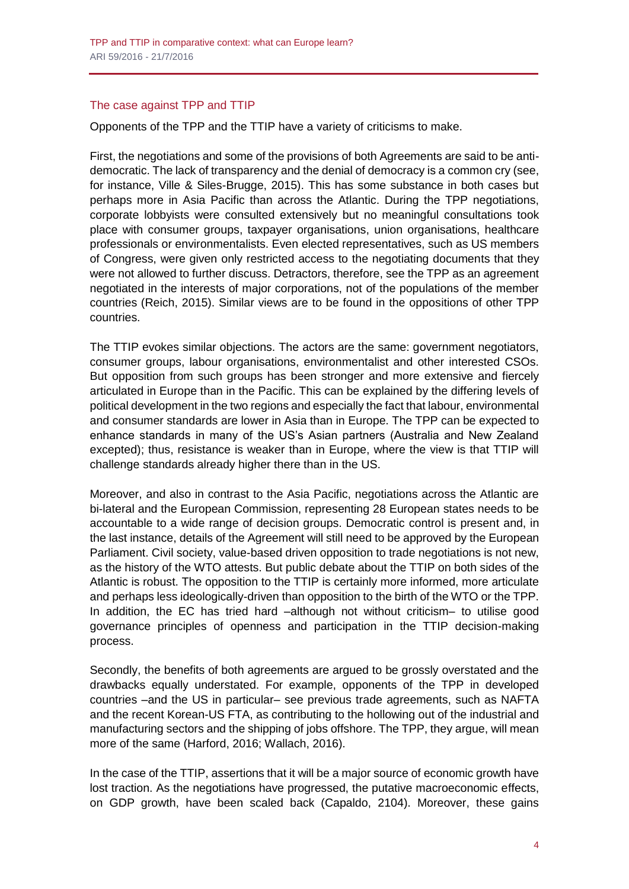## The case against TPP and TTIP

Opponents of the TPP and the TTIP have a variety of criticisms to make.

First, the negotiations and some of the provisions of both Agreements are said to be anti-democratic. The lack of transparency and the denial of democracy is a common cry (see, for instance, Ville & Siles-Brugge, 2015). This has some substance in both cases but perhaps more in Asia Pacific than across the Atlantic. During the TPP negotiations, corporate lobbyists were consulted extensively but no meaningful consultations took place with consumer groups, taxpayer organisations, union organisations, healthcare professionals or environmentalists. Even elected representatives, such as US members of Congress, were given only restricted access to the negotiating documents that they were not allowed to further discuss. Detractors, therefore, see the TPP as an agreement negotiated in the interests of major corporations, not of the populations of the member countries (Reich, 2015). Similar views are to be found in the oppositions of other TPP countries.

The TTIP evokes similar objections. The actors are the same: government negotiators, consumer groups, labour organisations, environmentalist and other interested CSOs. But opposition from such groups has been stronger and more extensive and fiercely articulated in Europe than in the Pacific. This can be explained by the differing levels of political development in the two regions and especially the fact that labour, environmental and consumer standards are lower in Asia than in Europe. The TPP can be expected to enhance standards in many of the US's Asian partners (Australia and New Zealand excepted); thus, resistance is weaker than in Europe, where the view is that TTIP will challenge standards already higher there than in the US.

Moreover, and also in contrast to the Asia Pacific, negotiations across the Atlantic are bi-lateral and the European Commission, representing 28 European states needs to be accountable to a wide range of decision groups. Democratic control is present and, in the last instance, details of the Agreement will still need to be approved by the European Parliament. Civil society, value-based driven opposition to trade negotiations is not new, as the history of the WTO attests. But public debate about the TTIP on both sides of the Atlantic is robust. The opposition to the TTIP is certainly more informed, more articulate and perhaps less ideologically-driven than opposition to the birth of the WTO or the TPP. In addition, the EC has tried hard –although not without criticism– to utilise good governance principles of openness and participation in the TTIP decision-making process.

Secondly, the benefits of both agreements are argued to be grossly overstated and the drawbacks equally understated. For example, opponents of the TPP in developed countries –and the US in particular– see previous trade agreements, such as NAFTA and the recent Korean-US FTA, as contributing to the hollowing out of the industrial and manufacturing sectors and the shipping of jobs offshore. The TPP, they argue, will mean more of the same (Harford, 2016; Wallach, 2016).

In the case of the TTIP, assertions that it will be a major source of economic growth have lost traction. As the negotiations have progressed, the putative macroeconomic effects, on GDP growth, have been scaled back (Capaldo, 2104). Moreover, these gains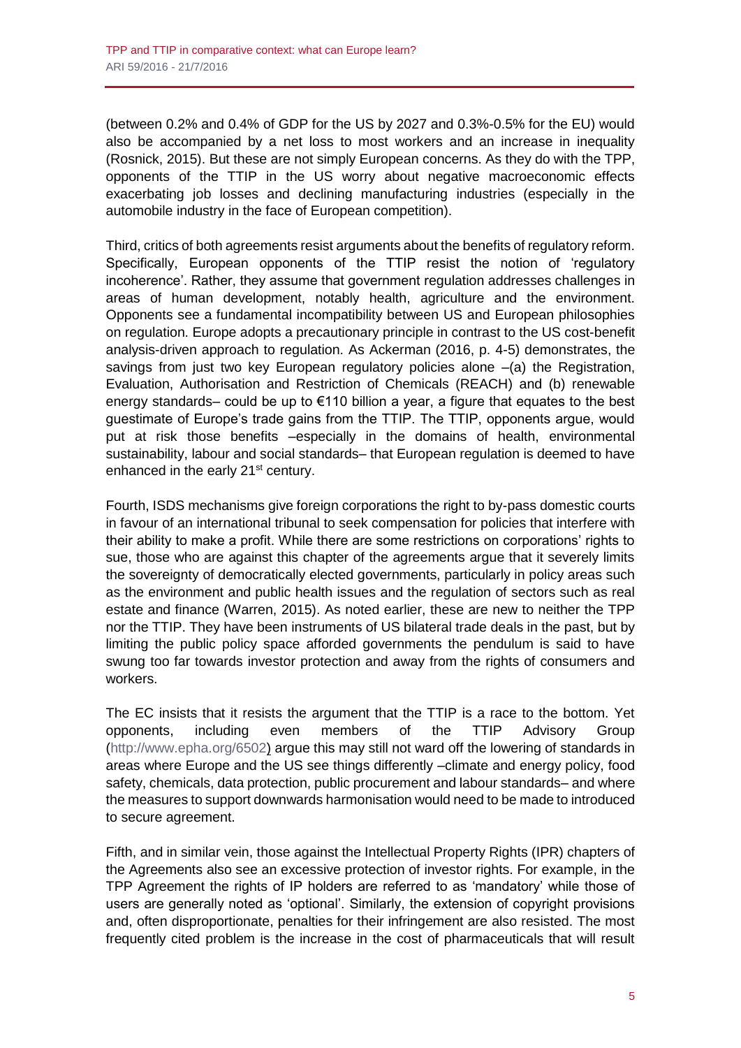(between 0.2% and 0.4% of GDP for the US by 2027 and 0.3%-0.5% for the EU) would also be accompanied by a net loss to most workers and an increase in inequality (Rosnick, 2015). But these are not simply European concerns. As they do with the TPP, opponents of the TTIP in the US worry about negative macroeconomic effects exacerbating job losses and declining manufacturing industries (especially in the automobile industry in the face of European competition).

Third, critics of both agreements resist arguments about the benefits of regulatory reform. Specifically, European opponents of the TTIP resist the notion of 'regulatory incoherence'. Rather, they assume that government regulation addresses challenges in areas of human development, notably health, agriculture and the environment. Opponents see a fundamental incompatibility between US and European philosophies on regulation. Europe adopts a precautionary principle in contrast to the US cost-benefit analysis-driven approach to regulation. As Ackerman (2016, p. 4-5) demonstrates, the savings from just two key European regulatory policies alone –(a) the Registration, Evaluation, Authorisation and Restriction of Chemicals (REACH) and (b) renewable energy standards– could be up to €110 billion a year, a figure that equates to the best guestimate of Europe's trade gains from the TTIP. The TTIP, opponents argue, would put at risk those benefits –especially in the domains of health, environmental sustainability, labour and social standards– that European regulation is deemed to have enhanced in the early 21st century.

Fourth, ISDS mechanisms give foreign corporations the right to by-pass domestic courts in favour of an international tribunal to seek compensation for policies that interfere with their ability to make a profit. While there are some restrictions on corporations' rights to sue, those who are against this chapter of the agreements argue that it severely limits the sovereignty of democratically elected governments, particularly in policy areas such as the environment and public health issues and the regulation of sectors such as real estate and finance (Warren, 2015). As noted earlier, these are new to neither the TPP nor the TTIP. They have been instruments of US bilateral trade deals in the past, but by limiting the public policy space afforded governments the pendulum is said to have swung too far towards investor protection and away from the rights of consumers and workers.

The EC insists that it resists the argument that the TTIP is a race to the bottom. Yet opponents, including even members of the TTIP Advisory Group (http://www.epha.org/6502) argue this may still not ward off the lowering of standards in areas where Europe and the US see things differently –climate and energy policy, food safety, chemicals, data protection, public procurement and labour standards– and where the measures to support downwards harmonisation would need to be made to introduced to secure agreement.

Fifth, and in similar vein, those against the Intellectual Property Rights (IPR) chapters of the Agreements also see an excessive protection of investor rights. For example, in the TPP Agreement the rights of IP holders are referred to as 'mandatory' while those of users are generally noted as 'optional'. Similarly, the extension of copyright provisions and, often disproportionate, penalties for their infringement are also resisted. The most frequently cited problem is the increase in the cost of pharmaceuticals that will result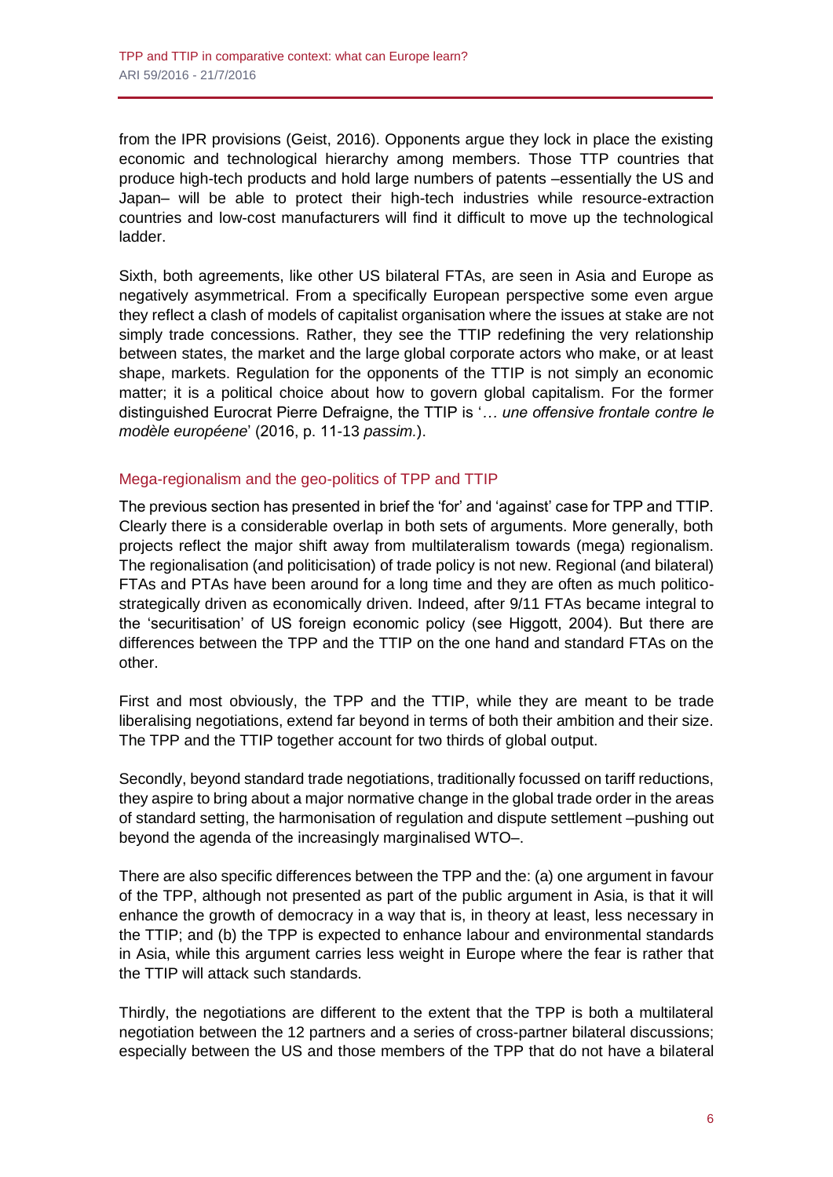from the IPR provisions (Geist, 2016). Opponents argue they lock in place the existing economic and technological hierarchy among members. Those TTP countries that produce high-tech products and hold large numbers of patents –essentially the US and Japan– will be able to protect their high-tech industries while resource-extraction countries and low-cost manufacturers will find it difficult to move up the technological ladder.

Sixth, both agreements, like other US bilateral FTAs, are seen in Asia and Europe as negatively asymmetrical. From a specifically European perspective some even argue they reflect a clash of models of capitalist organisation where the issues at stake are not simply trade concessions. Rather, they see the TTIP redefining the very relationship between states, the market and the large global corporate actors who make, or at least shape, markets. Regulation for the opponents of the TTIP is not simply an economic matter; it is a political choice about how to govern global capitalism. For the former distinguished Eurocrat Pierre Defraigne, the TTIP is '*… une offensive frontale contre le modèle européene*' (2016, p. 11-13 *passim.*).

## Mega-regionalism and the geo-politics of TPP and TTIP

The previous section has presented in brief the 'for' and 'against' case for TPP and TTIP. Clearly there is a considerable overlap in both sets of arguments. More generally, both projects reflect the major shift away from multilateralism towards (mega) regionalism. The regionalisation (and politicisation) of trade policy is not new. Regional (and bilateral) FTAs and PTAs have been around for a long time and they are often as much politico-strategically driven as economically driven. Indeed, after 9/11 FTAs became integral to the 'securitisation' of US foreign economic policy (see Higgott, 2004). But there are differences between the TPP and the TTIP on the one hand and standard FTAs on the other.

First and most obviously, the TPP and the TTIP, while they are meant to be trade liberalising negotiations, extend far beyond in terms of both their ambition and their size. The TPP and the TTIP together account for two thirds of global output.

Secondly, beyond standard trade negotiations, traditionally focussed on tariff reductions, they aspire to bring about a major normative change in the global trade order in the areas of standard setting, the harmonisation of regulation and dispute settlement –pushing out beyond the agenda of the increasingly marginalised WTO–.

There are also specific differences between the TPP and the: (a) one argument in favour of the TPP, although not presented as part of the public argument in Asia, is that it will enhance the growth of democracy in a way that is, in theory at least, less necessary in the TTIP; and (b) the TPP is expected to enhance labour and environmental standards in Asia, while this argument carries less weight in Europe where the fear is rather that the TTIP will attack such standards.

Thirdly, the negotiations are different to the extent that the TPP is both a multilateral negotiation between the 12 partners and a series of cross-partner bilateral discussions; especially between the US and those members of the TPP that do not have a bilateral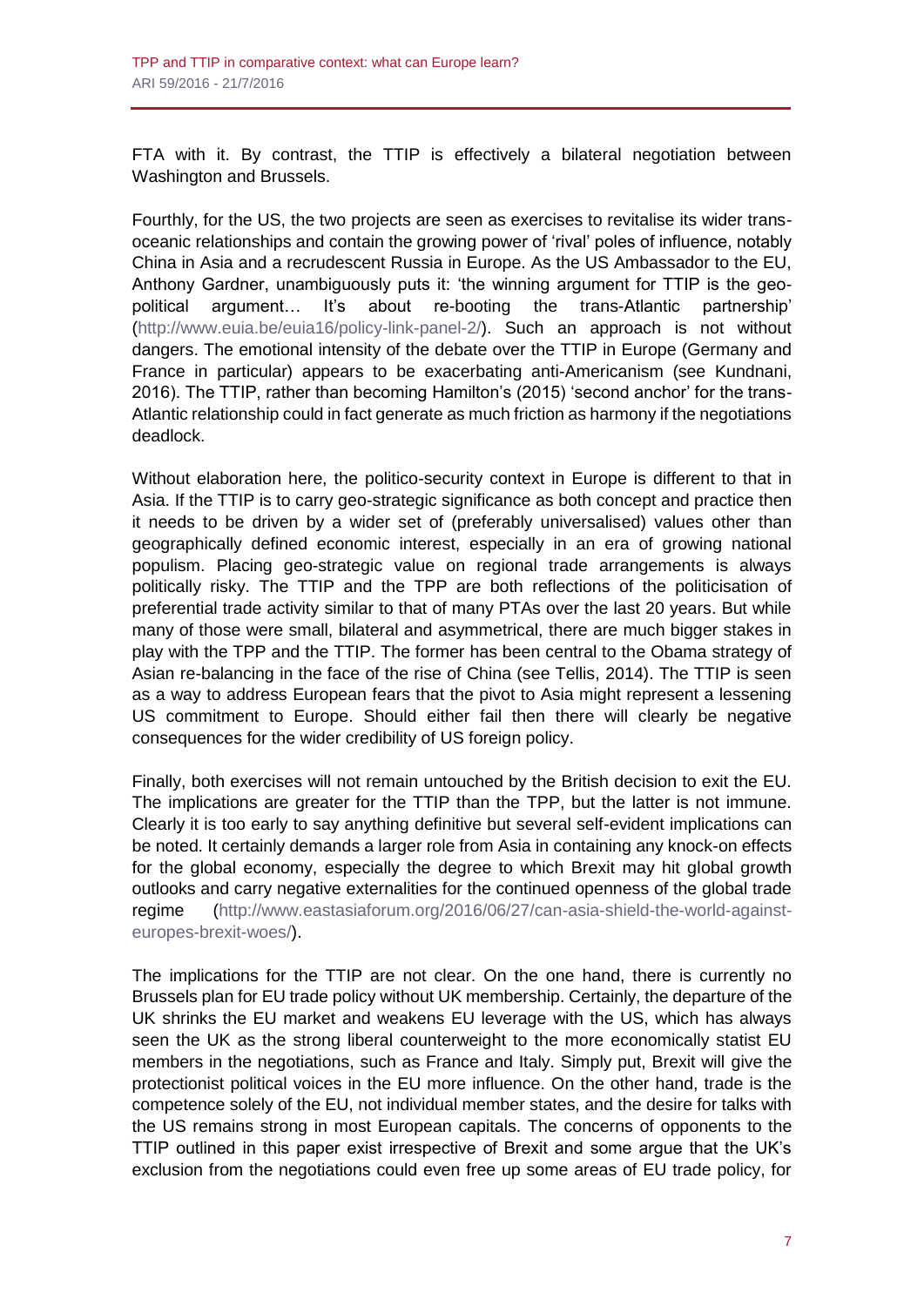FTA with it. By contrast, the TTIP is effectively a bilateral negotiation between Washington and Brussels.

Fourthly, for the US, the two projects are seen as exercises to revitalise its wider trans-oceanic relationships and contain the growing power of 'rival' poles of influence, notably China in Asia and a recrudescent Russia in Europe. As the US Ambassador to the EU, Anthony Gardner, unambiguously puts it: 'the winning argument for TTIP is the geo-political argument… It's about re-booting the trans-Atlantic partnership' (http://www.euia.be/euia16/policy-link-panel-2/). Such an approach is not without dangers. The emotional intensity of the debate over the TTIP in Europe (Germany and France in particular) appears to be exacerbating anti-Americanism (see Kundnani, 2016). The TTIP, rather than becoming Hamilton's (2015) 'second anchor' for the trans-Atlantic relationship could in fact generate as much friction as harmony if the negotiations deadlock.

Without elaboration here, the politico-security context in Europe is different to that in Asia. If the TTIP is to carry geo-strategic significance as both concept and practice then it needs to be driven by a wider set of (preferably universalised) values other than geographically defined economic interest, especially in an era of growing national populism. Placing geo-strategic value on regional trade arrangements is always politically risky. The TTIP and the TPP are both reflections of the politicisation of preferential trade activity similar to that of many PTAs over the last 20 years. But while many of those were small, bilateral and asymmetrical, there are much bigger stakes in play with the TPP and the TTIP. The former has been central to the Obama strategy of Asian re-balancing in the face of the rise of China (see Tellis, 2014). The TTIP is seen as a way to address European fears that the pivot to Asia might represent a lessening US commitment to Europe. Should either fail then there will clearly be negative consequences for the wider credibility of US foreign policy.

Finally, both exercises will not remain untouched by the British decision to exit the EU. The implications are greater for the TTIP than the TPP, but the latter is not immune. Clearly it is too early to say anything definitive but several self-evident implications can be noted. It certainly demands a larger role from Asia in containing any knock-on effects for the global economy, especially the degree to which Brexit may hit global growth outlooks and carry negative externalities for the continued openness of the global trade regime (http://www.eastasiaforum.org/2016/06/27/can-asia-shield-the-world-against-europes-brexit-woes/).

The implications for the TTIP are not clear. On the one hand, there is currently no Brussels plan for EU trade policy without UK membership. Certainly, the departure of the UK shrinks the EU market and weakens EU leverage with the US, which has always seen the UK as the strong liberal counterweight to the more economically statist EU members in the negotiations, such as France and Italy. Simply put, Brexit will give the protectionist political voices in the EU more influence. On the other hand, trade is the competence solely of the EU, not individual member states, and the desire for talks with the US remains strong in most European capitals. The concerns of opponents to the TTIP outlined in this paper exist irrespective of Brexit and some argue that the UK's exclusion from the negotiations could even free up some areas of EU trade policy, for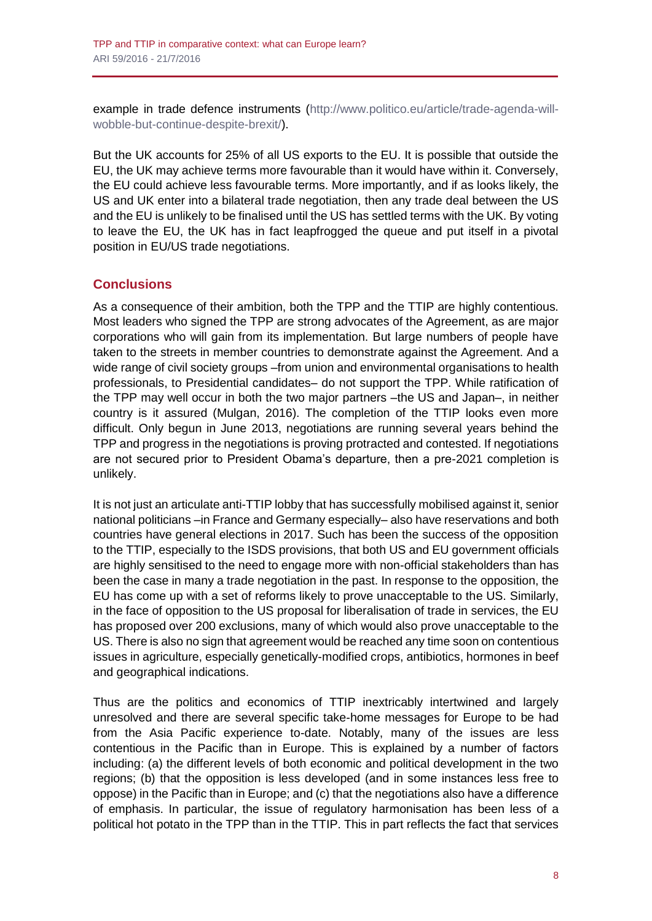example in trade defence instruments (http://www.politico.eu/article/trade-agenda-will-wobble-but-continue-despite-brexit/).

But the UK accounts for 25% of all US exports to the EU. It is possible that outside the EU, the UK may achieve terms more favourable than it would have within it. Conversely, the EU could achieve less favourable terms. More importantly, and if as looks likely, the US and UK enter into a bilateral trade negotiation, then any trade deal between the US and the EU is unlikely to be finalised until the US has settled terms with the UK. By voting to leave the EU, the UK has in fact leapfrogged the queue and put itself in a pivotal position in EU/US trade negotiations.

## Conclusions

As a consequence of their ambition, both the TPP and the TTIP are highly contentious. Most leaders who signed the TPP are strong advocates of the Agreement, as are major corporations who will gain from its implementation. But large numbers of people have taken to the streets in member countries to demonstrate against the Agreement. And a wide range of civil society groups –from union and environmental organisations to health professionals, to Presidential candidates– do not support the TPP. While ratification of the TPP may well occur in both the two major partners –the US and Japan–, in neither country is it assured (Mulgan, 2016). The completion of the TTIP looks even more difficult. Only begun in June 2013, negotiations are running several years behind the TPP and progress in the negotiations is proving protracted and contested. If negotiations are not secured prior to President Obama's departure, then a pre-2021 completion is unlikely.

It is not just an articulate anti-TTIP lobby that has successfully mobilised against it, senior national politicians –in France and Germany especially– also have reservations and both countries have general elections in 2017. Such has been the success of the opposition to the TTIP, especially to the ISDS provisions, that both US and EU government officials are highly sensitised to the need to engage more with non-official stakeholders than has been the case in many a trade negotiation in the past. In response to the opposition, the EU has come up with a set of reforms likely to prove unacceptable to the US. Similarly, in the face of opposition to the US proposal for liberalisation of trade in services, the EU has proposed over 200 exclusions, many of which would also prove unacceptable to the US. There is also no sign that agreement would be reached any time soon on contentious issues in agriculture, especially genetically-modified crops, antibiotics, hormones in beef and geographical indications.

Thus are the politics and economics of TTIP inextricably intertwined and largely unresolved and there are several specific take-home messages for Europe to be had from the Asia Pacific experience to-date. Notably, many of the issues are less contentious in the Pacific than in Europe. This is explained by a number of factors including: (a) the different levels of both economic and political development in the two regions; (b) that the opposition is less developed (and in some instances less free to oppose) in the Pacific than in Europe; and (c) that the negotiations also have a difference of emphasis. In particular, the issue of regulatory harmonisation has been less of a political hot potato in the TPP than in the TTIP. This in part reflects the fact that services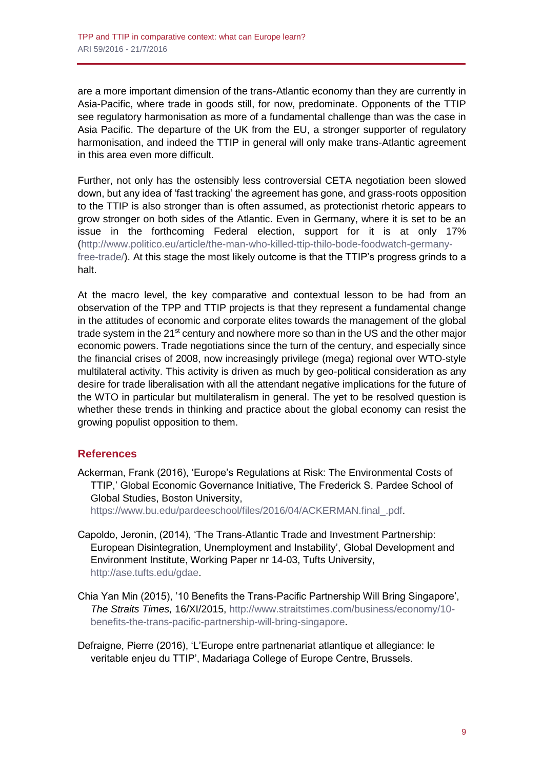are a more important dimension of the trans-Atlantic economy than they are currently in Asia-Pacific, where trade in goods still, for now, predominate. Opponents of the TTIP see regulatory harmonisation as more of a fundamental challenge than was the case in Asia Pacific. The departure of the UK from the EU, a stronger supporter of regulatory harmonisation, and indeed the TTIP in general will only make trans-Atlantic agreement in this area even more difficult.

Further, not only has the ostensibly less controversial CETA negotiation been slowed down, but any idea of 'fast tracking' the agreement has gone, and grass-roots opposition to the TTIP is also stronger than is often assumed, as protectionist rhetoric appears to grow stronger on both sides of the Atlantic. Even in Germany, where it is set to be an issue in the forthcoming Federal election, support for it is at only 17% (http://www.politico.eu/article/the-man-who-killed-ttip-thilo-bode-foodwatch-germany-free-trade/). At this stage the most likely outcome is that the TTIP's progress grinds to a halt.

At the macro level, the key comparative and contextual lesson to be had from an observation of the TPP and TTIP projects is that they represent a fundamental change in the attitudes of economic and corporate elites towards the management of the global trade system in the 21st century and nowhere more so than in the US and the other major economic powers. Trade negotiations since the turn of the century, and especially since the financial crises of 2008, now increasingly privilege (mega) regional over WTO-style multilateral activity. This activity is driven as much by geo-political consideration as any desire for trade liberalisation with all the attendant negative implications for the future of the WTO in particular but multilateralism in general. The yet to be resolved question is whether these trends in thinking and practice about the global economy can resist the growing populist opposition to them.

## References

Ackerman, Frank (2016), 'Europe's Regulations at Risk: The Environmental Costs of TTIP,' Global Economic Governance Initiative, The Frederick S. Pardee School of Global Studies, Boston University, https://www.bu.edu/pardeeschool/files/2016/04/ACKERMAN.final_.pdf.

Capoldo, Jeronin, (2014), 'The Trans-Atlantic Trade and Investment Partnership: European Disintegration, Unemployment and Instability', Global Development and Environment Institute, Working Paper nr 14-03, Tufts University, http://ase.tufts.edu/gdae.

Chia Yan Min (2015), '10 Benefits the Trans-Pacific Partnership Will Bring Singapore', *The Straits Times,* 16/XI/2015, http://www.straitstimes.com/business/economy/10-benefits-the-trans-pacific-partnership-will-bring-singapore.

Defraigne, Pierre (2016), 'L'Europe entre partnenariat atlantique et allegiance: le veritable enjeu du TTIP', Madariaga College of Europe Centre, Brussels.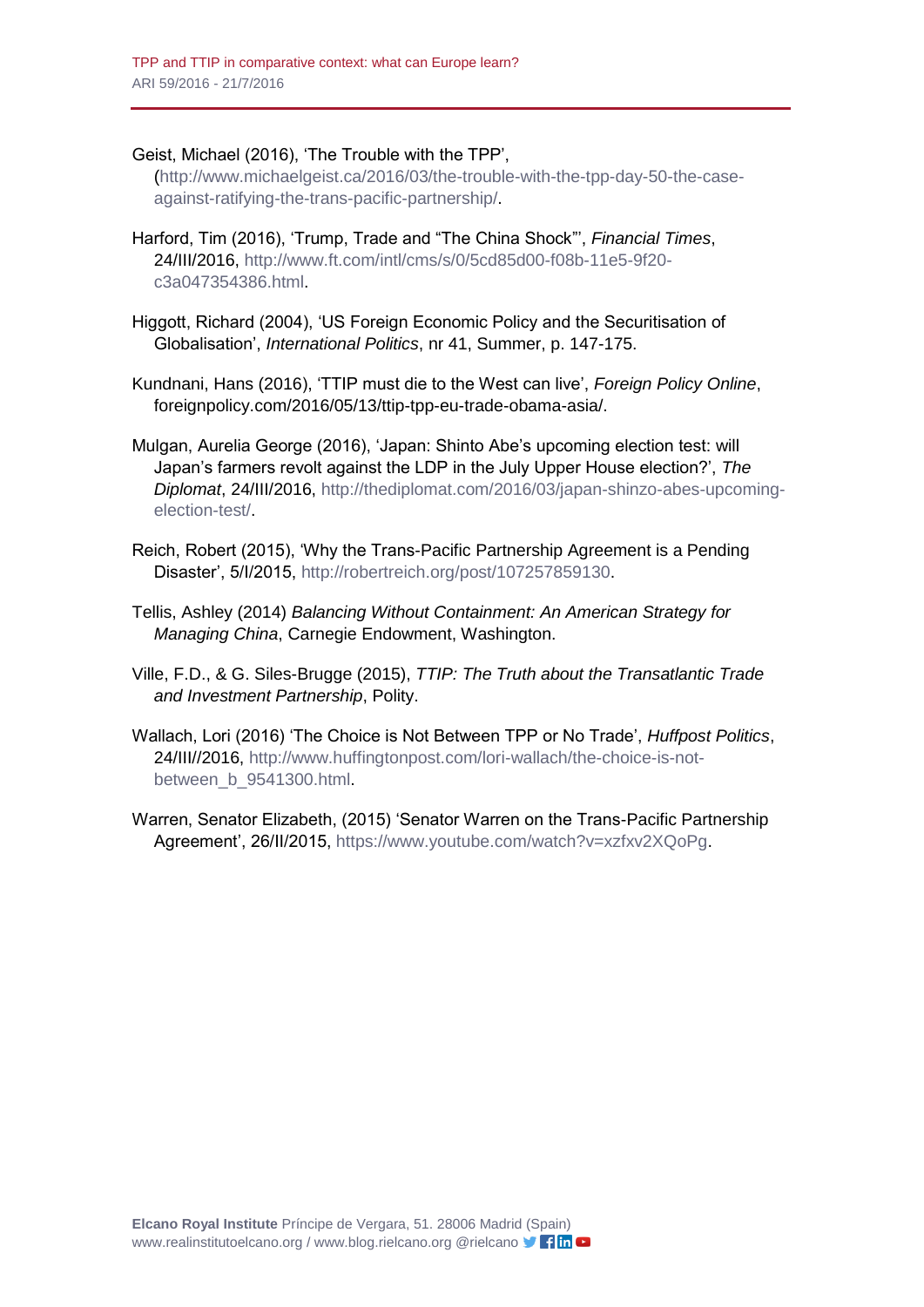Geist, Michael (2016), 'The Trouble with the TPP', (http://www.michaelgeist.ca/2016/03/the-trouble-with-the-tpp-day-50-the-case-against-ratifying-the-trans-pacific-partnership/.

Harford, Tim (2016), 'Trump, Trade and "The China Shock"', *Financial Times*, 24/III/2016, http://www.ft.com/intl/cms/s/0/5cd85d00-f08b-11e5-9f20-c3a047354386.html.

Higgott, Richard (2004), 'US Foreign Economic Policy and the Securitisation of Globalisation', *International Politics*, nr 41, Summer, p. 147-175.

Kundnani, Hans (2016), 'TTIP must die to the West can live', *Foreign Policy Online*, foreignpolicy.com/2016/05/13/ttip-tpp-eu-trade-obama-asia/.

Mulgan, Aurelia George (2016), 'Japan: Shinto Abe's upcoming election test: will Japan's farmers revolt against the LDP in the July Upper House election?', *The Diplomat*, 24/III/2016, http://thediplomat.com/2016/03/japan-shinzo-abes-upcoming-election-test/.

Reich, Robert (2015), 'Why the Trans-Pacific Partnership Agreement is a Pending Disaster', 5/I/2015, http://robertreich.org/post/107257859130.

Tellis, Ashley (2014) *Balancing Without Containment: An American Strategy for Managing China*, Carnegie Endowment, Washington.

Ville, F.D., & G. Siles-Brugge (2015), *TTIP: The Truth about the Transatlantic Trade and Investment Partnership*, Polity.

Wallach, Lori (2016) 'The Choice is Not Between TPP or No Trade', *Huffpost Politics*, 24/III//2016, http://www.huffingtonpost.com/lori-wallach/the-choice-is-not-between_b_9541300.html.

Warren, Senator Elizabeth, (2015) 'Senator Warren on the Trans-Pacific Partnership Agreement', 26/II/2015, https://www.youtube.com/watch?v=xzfxv2XQoPg.